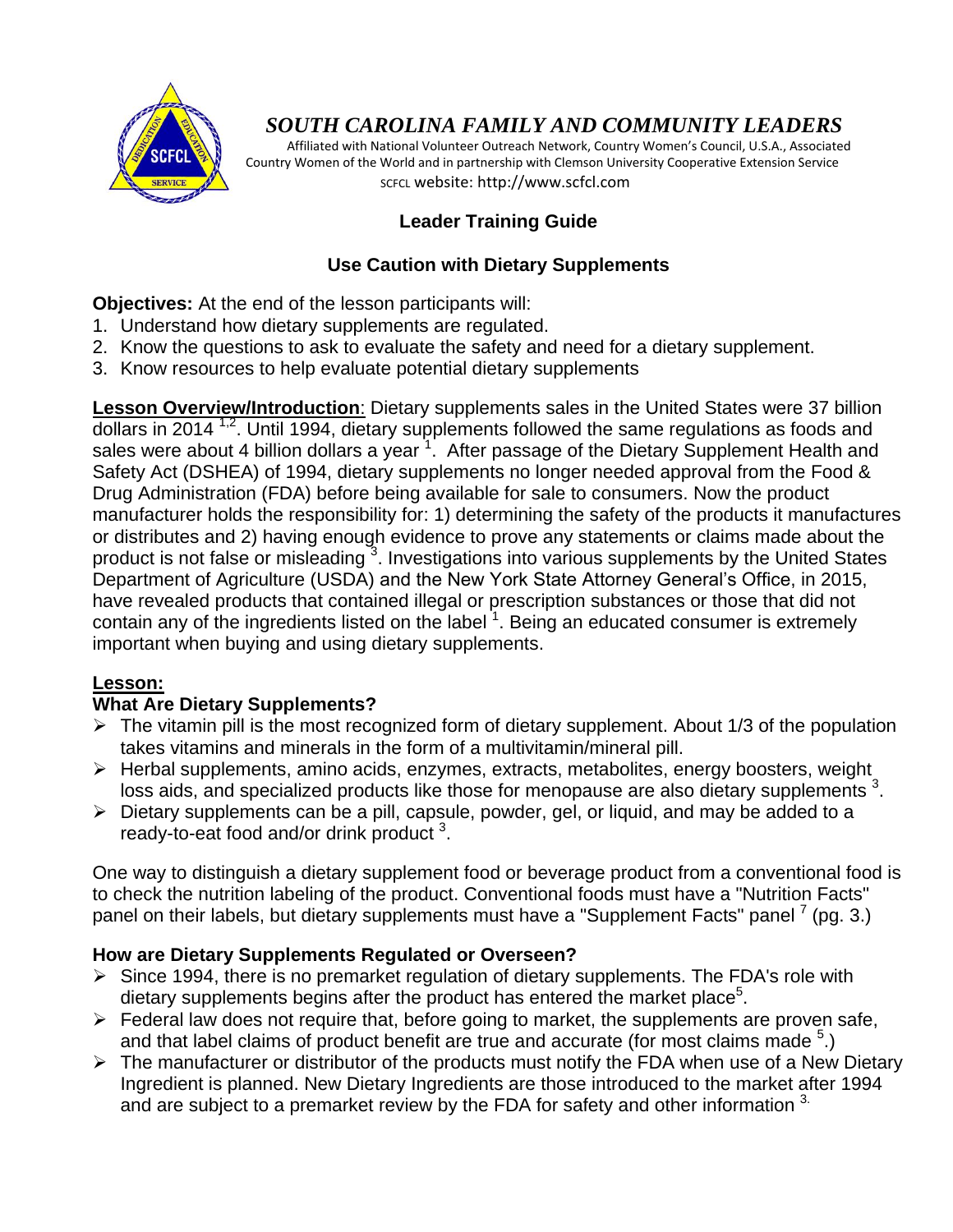# *SOUTH CAROLINA FAMILY AND COMMUNITY LEADERS*

Affiliated with National Volunteer Outreach Network, Country Women's Council, U.S.A., Associated Country Women of the World and in partnership with Clemson University Cooperative Extension Service

SCFCL website: http://www.scfcl.com

## Leader Training Guide

## Use Caution with Dietary Supplements

**Objectives:** At the end of the lesson participants will:

1. Understand how dietary supplements are regulated.
2. Know the questions to ask to evaluate the safety and need for a dietary supplement.
3. Know resources to help evaluate potential dietary supplements

**Lesson Overview/Introduction**: Dietary supplements sales in the United States were 37 billion dollars in 2014 [1,2]. Until 1994, dietary supplements followed the same regulations as foods and sales were about 4 billion dollars a year [1]. After passage of the Dietary Supplement Health and Safety Act (DSHEA) of 1994, dietary supplements no longer needed approval from the Food & Drug Administration (FDA) before being available for sale to consumers. Now the product manufacturer holds the responsibility for: 1) determining the safety of the products it manufactures or distributes and 2) having enough evidence to prove any statements or claims made about the product is not false or misleading [3]. Investigations into various supplements by the United States Department of Agriculture (USDA) and the New York State Attorney General's Office, in 2015, have revealed products that contained illegal or prescription substances or those that did not contain any of the ingredients listed on the label [1]. Being an educated consumer is extremely important when buying and using dietary supplements.

**Lesson:**

### What Are Dietary Supplements?

- The vitamin pill is the most recognized form of dietary supplement. About 1/3 of the population takes vitamins and minerals in the form of a multivitamin/mineral pill.
- Herbal supplements, amino acids, enzymes, extracts, metabolites, energy boosters, weight loss aids, and specialized products like those for menopause are also dietary supplements [3].
- Dietary supplements can be a pill, capsule, powder, gel, or liquid, and may be added to a ready-to-eat food and/or drink product [3].

One way to distinguish a dietary supplement food or beverage product from a conventional food is to check the nutrition labeling of the product. Conventional foods must have a "Nutrition Facts" panel on their labels, but dietary supplements must have a "Supplement Facts" panel [7] (pg. 3.)

### How are Dietary Supplements Regulated or Overseen?

- Since 1994, there is no premarket regulation of dietary supplements. The FDA's role with dietary supplements begins after the product has entered the market place[5].
- Federal law does not require that, before going to market, the supplements are proven safe, and that label claims of product benefit are true and accurate (for most claims made [5].)
- The manufacturer or distributor of the products must notify the FDA when use of a New Dietary Ingredient is planned. New Dietary Ingredients are those introduced to the market after 1994 and are subject to a premarket review by the FDA for safety and other information [3].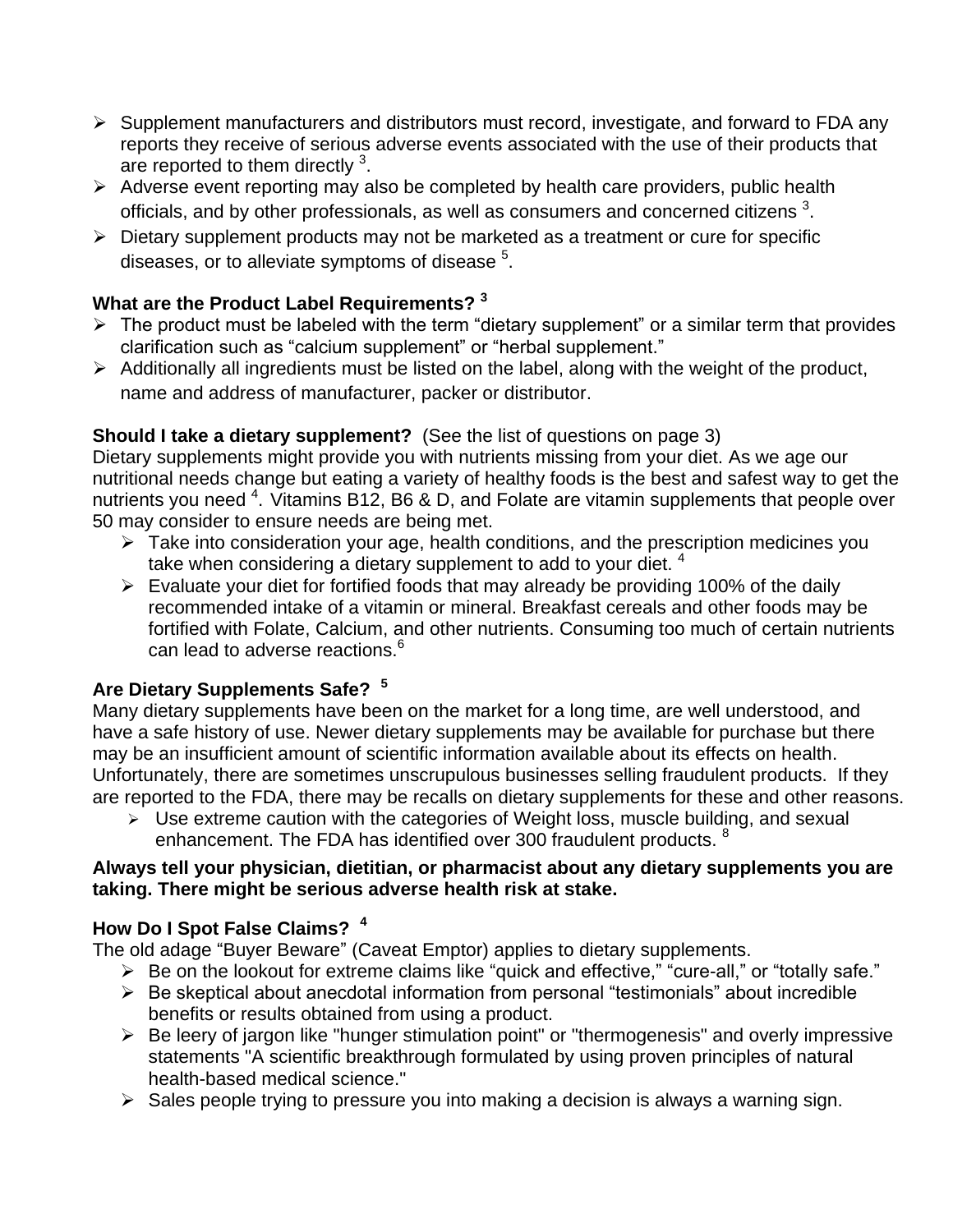- Supplement manufacturers and distributors must record, investigate, and forward to FDA any reports they receive of serious adverse events associated with the use of their products that are reported to them directly [3].
- Adverse event reporting may also be completed by health care providers, public health officials, and by other professionals, as well as consumers and concerned citizens [3].
- Dietary supplement products may not be marketed as a treatment or cure for specific diseases, or to alleviate symptoms of disease [5].

**What are the Product Label Requirements? [3]**

- The product must be labeled with the term "dietary supplement" or a similar term that provides clarification such as "calcium supplement" or "herbal supplement."
- Additionally all ingredients must be listed on the label, along with the weight of the product, name and address of manufacturer, packer or distributor.

**Should I take a dietary supplement?** (See the list of questions on page 3)

Dietary supplements might provide you with nutrients missing from your diet. As we age our nutritional needs change but eating a variety of healthy foods is the best and safest way to get the nutrients you need [4]. Vitamins B12, B6 & D, and Folate are vitamin supplements that people over 50 may consider to ensure needs are being met.

- Take into consideration your age, health conditions, and the prescription medicines you take when considering a dietary supplement to add to your diet. [4]
- Evaluate your diet for fortified foods that may already be providing 100% of the daily recommended intake of a vitamin or mineral. Breakfast cereals and other foods may be fortified with Folate, Calcium, and other nutrients. Consuming too much of certain nutrients can lead to adverse reactions.[6]

**Are Dietary Supplements Safe? [5]**

Many dietary supplements have been on the market for a long time, are well understood, and have a safe history of use. Newer dietary supplements may be available for purchase but there may be an insufficient amount of scientific information available about its effects on health. Unfortunately, there are sometimes unscrupulous businesses selling fraudulent products. If they are reported to the FDA, there may be recalls on dietary supplements for these and other reasons.

- Use extreme caution with the categories of Weight loss, muscle building, and sexual enhancement. The FDA has identified over 300 fraudulent products. [8]

**Always tell your physician, dietitian, or pharmacist about any dietary supplements you are taking. There might be serious adverse health risk at stake.**

**How Do I Spot False Claims? [4]**

The old adage "Buyer Beware" (Caveat Emptor) applies to dietary supplements.

- Be on the lookout for extreme claims like "quick and effective," "cure-all," or "totally safe."
- Be skeptical about anecdotal information from personal "testimonials" about incredible benefits or results obtained from using a product.
- Be leery of jargon like "hunger stimulation point" or "thermogenesis" and overly impressive statements "A scientific breakthrough formulated by using proven principles of natural health-based medical science."
- Sales people trying to pressure you into making a decision is always a warning sign.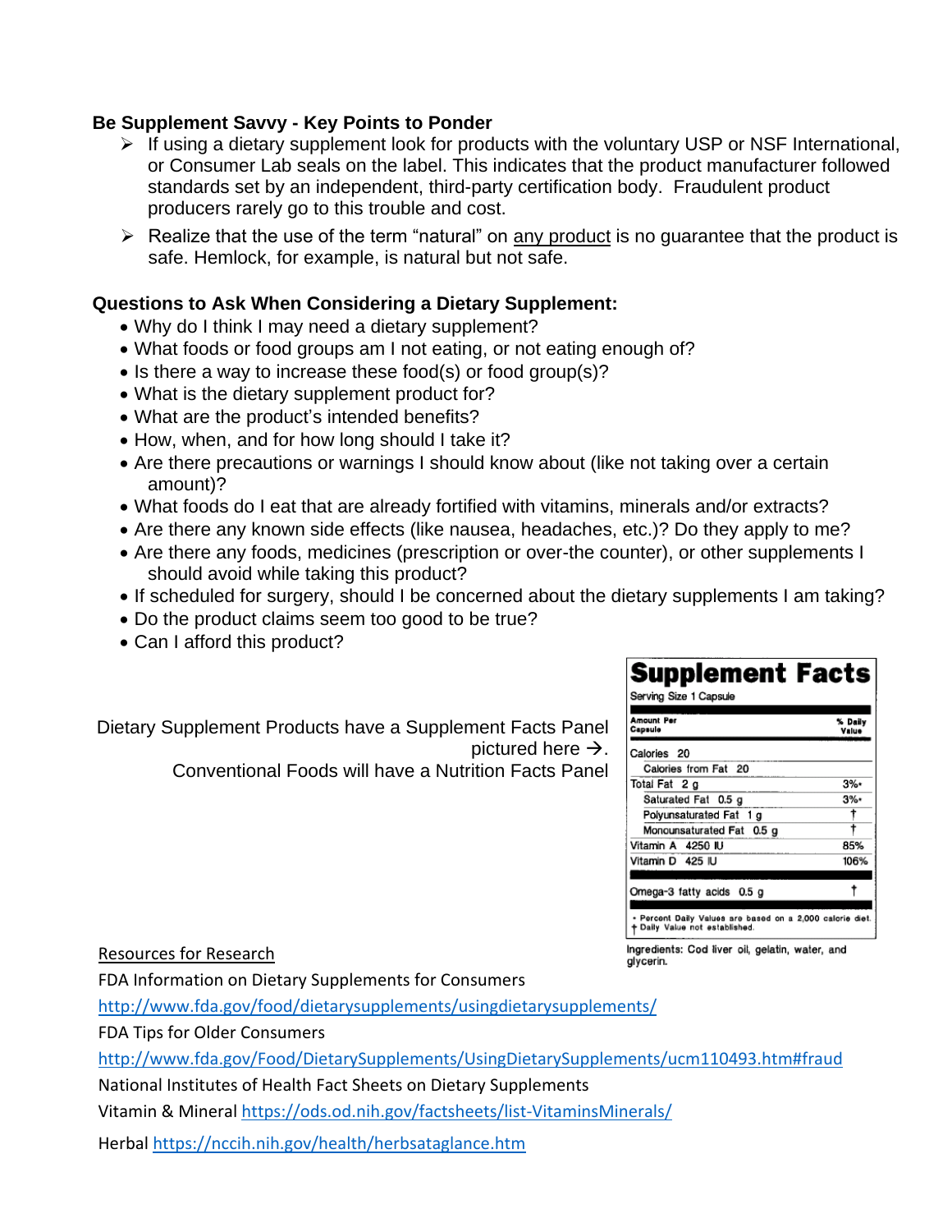**Be Supplement Savvy - Key Points to Ponder**

- If using a dietary supplement look for products with the voluntary USP or NSF International, or Consumer Lab seals on the label. This indicates that the product manufacturer followed standards set by an independent, third-party certification body. Fraudulent product producers rarely go to this trouble and cost.
- Realize that the use of the term "natural" on any product is no guarantee that the product is safe. Hemlock, for example, is natural but not safe.

**Questions to Ask When Considering a Dietary Supplement:**

- Why do I think I may need a dietary supplement?
- What foods or food groups am I not eating, or not eating enough of?
- Is there a way to increase these food(s) or food group(s)?
- What is the dietary supplement product for?
- What are the product's intended benefits?
- How, when, and for how long should I take it?
- Are there precautions or warnings I should know about (like not taking over a certain amount)?
- What foods do I eat that are already fortified with vitamins, minerals and/or extracts?
- Are there any known side effects (like nausea, headaches, etc.)? Do they apply to me?
- Are there any foods, medicines (prescription or over-the counter), or other supplements I should avoid while taking this product?
- If scheduled for surgery, should I be concerned about the dietary supplements I am taking?
- Do the product claims seem too good to be true?
- Can I afford this product?

Dietary Supplement Products have a Supplement Facts Panel pictured here →.
Conventional Foods will have a Nutrition Facts Panel

**Supplement Facts**

Serving Size 1 Capsule

| Amount Per Capsule | % Daily Value |
|---|---|
| Calories 20 | |
| Calories from Fat 20 | |
| Total Fat 2 g | 3%* |
| Saturated Fat 0.5 g | 3%* |
| Polyunsaturated Fat 1 g | † |
| Monounsaturated Fat 0.5 g | † |
| Vitamin A 4250 IU | 85% |
| Vitamin D 425 IU | 106% |
| Omega-3 fatty acids 0.5 g | † |

* Percent Daily Values are based on a 2,000 calorie diet.
† Daily Value not established.

Ingredients: Cod liver oil, gelatin, water, and glycerin.

Resources for Research

FDA Information on Dietary Supplements for Consumers
http://www.fda.gov/food/dietarysupplements/usingdietarysupplements/

FDA Tips for Older Consumers
http://www.fda.gov/Food/DietarySupplements/UsingDietarySupplements/ucm110493.htm#fraud

National Institutes of Health Fact Sheets on Dietary Supplements

Vitamin & Mineral https://ods.od.nih.gov/factsheets/list-VitaminsMinerals/

Herbal https://nccih.nih.gov/health/herbsataglance.htm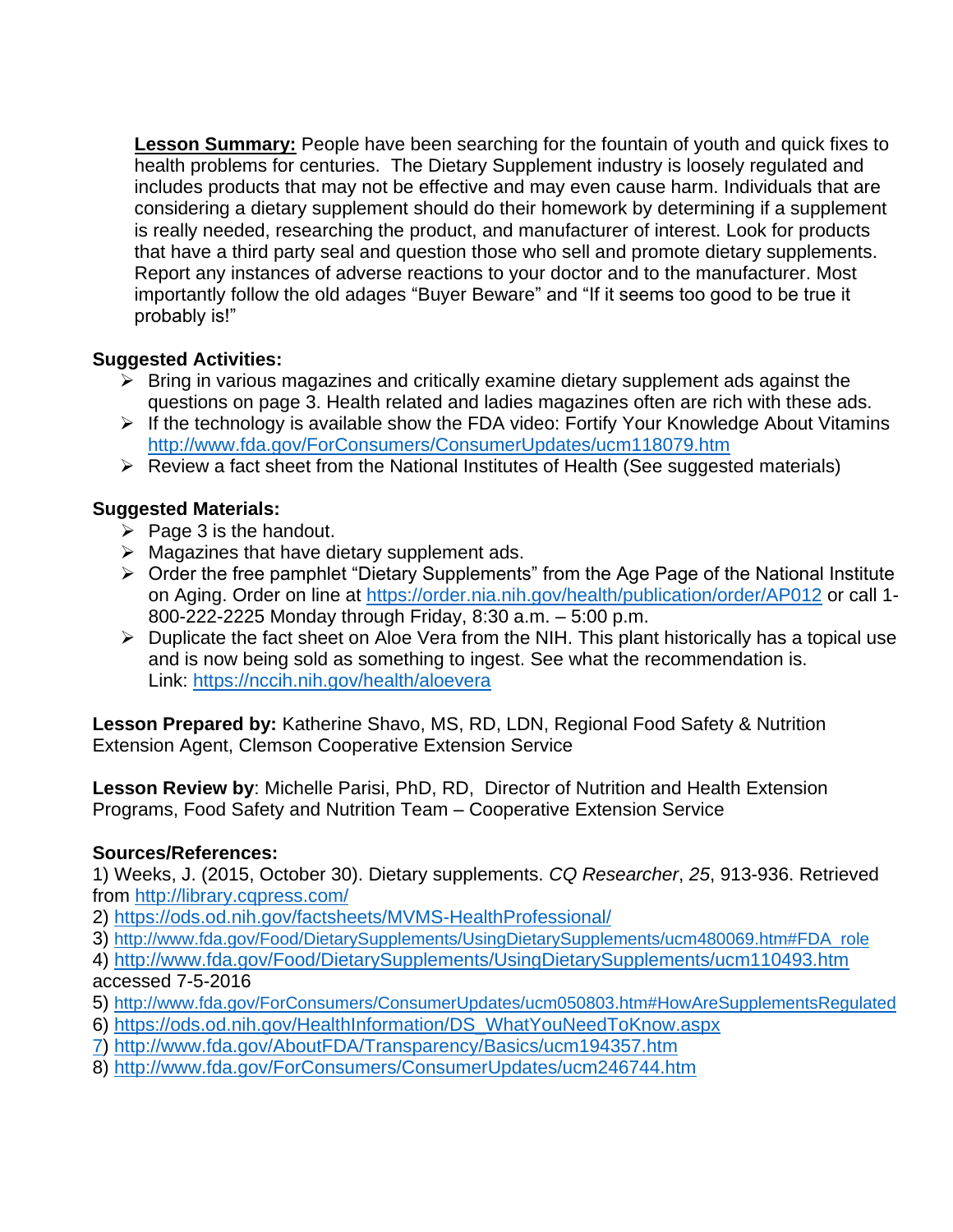**Lesson Summary:** People have been searching for the fountain of youth and quick fixes to health problems for centuries. The Dietary Supplement industry is loosely regulated and includes products that may not be effective and may even cause harm. Individuals that are considering a dietary supplement should do their homework by determining if a supplement is really needed, researching the product, and manufacturer of interest. Look for products that have a third party seal and question those who sell and promote dietary supplements. Report any instances of adverse reactions to your doctor and to the manufacturer. Most importantly follow the old adages “Buyer Beware” and “If it seems too good to be true it probably is!”

**Suggested Activities:**

- Bring in various magazines and critically examine dietary supplement ads against the questions on page 3. Health related and ladies magazines often are rich with these ads.
- If the technology is available show the FDA video: Fortify Your Knowledge About Vitamins http://www.fda.gov/ForConsumers/ConsumerUpdates/ucm118079.htm
- Review a fact sheet from the National Institutes of Health (See suggested materials)

**Suggested Materials:**

- Page 3 is the handout.
- Magazines that have dietary supplement ads.
- Order the free pamphlet “Dietary Supplements” from the Age Page of the National Institute on Aging. Order on line at https://order.nia.nih.gov/health/publication/order/AP012 or call 1-800-222-2225 Monday through Friday, 8:30 a.m. – 5:00 p.m.
- Duplicate the fact sheet on Aloe Vera from the NIH. This plant historically has a topical use and is now being sold as something to ingest. See what the recommendation is. Link: https://nccih.nih.gov/health/aloevera

**Lesson Prepared by:** Katherine Shavo, MS, RD, LDN, Regional Food Safety & Nutrition Extension Agent, Clemson Cooperative Extension Service

**Lesson Review by**: Michelle Parisi, PhD, RD, Director of Nutrition and Health Extension Programs, Food Safety and Nutrition Team – Cooperative Extension Service

**Sources/References:**

1) Weeks, J. (2015, October 30). Dietary supplements. *CQ Researcher*, *25*, 913-936. Retrieved from http://library.cqpress.com/
2) https://ods.od.nih.gov/factsheets/MVMS-HealthProfessional/
3) http://www.fda.gov/Food/DietarySupplements/UsingDietarySupplements/ucm480069.htm#FDA_role
4) http://www.fda.gov/Food/DietarySupplements/UsingDietarySupplements/ucm110493.htm accessed 7-5-2016
5) http://www.fda.gov/ForConsumers/ConsumerUpdates/ucm050803.htm#HowAreSupplementsRegulated
6) https://ods.od.nih.gov/HealthInformation/DS_WhatYouNeedToKnow.aspx
7) http://www.fda.gov/AboutFDA/Transparency/Basics/ucm194357.htm
8) http://www.fda.gov/ForConsumers/ConsumerUpdates/ucm246744.htm